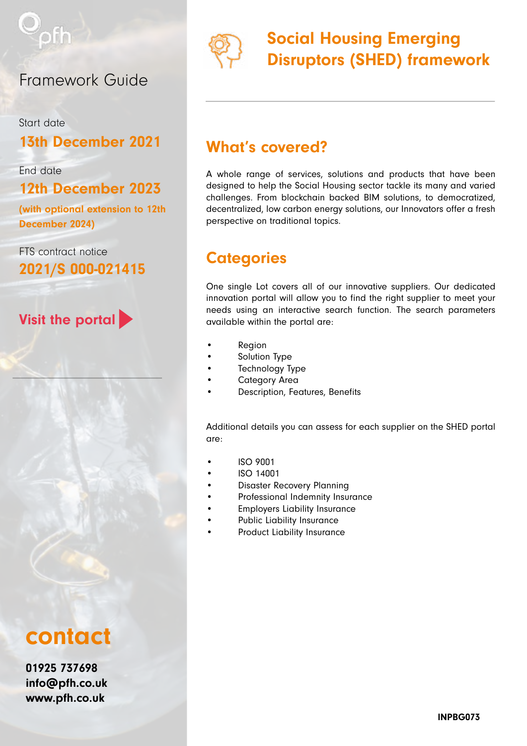# Social Housing Emerging Disruptors (SHED) framework

pfh

Framework Guide

Start date

**13th December 2021**

End date

**12th December 2023**

**(with optional extension to 12th December 2024)**

FTS contract notice

**2021/S 000-021415**

**Visit the portal**

## What's covered?

A whole range of services, solutions and products that have been designed to help the Social Housing sector tackle its many and varied challenges. From blockchain backed BIM solutions, to democratized, decentralized, low carbon energy solutions, our Innovators offer a fresh perspective on traditional topics.

## Categories

One single Lot covers all of our innovative suppliers. Our dedicated innovation portal will allow you to find the right supplier to meet your needs using an interactive search function. The search parameters available within the portal are:

- Region
- Solution Type
- Technology Type
- Category Area
- Description, Features, Benefits

Additional details you can assess for each supplier on the SHED portal are:

- ISO 9001
- ISO 14001
- Disaster Recovery Planning
- Professional Indemnity Insurance
- Employers Liability Insurance
- Public Liability Insurance
- Product Liability Insurance

## contact

**01925 737698**
**info@pfh.co.uk**
**www.pfh.co.uk**

**INPBG073**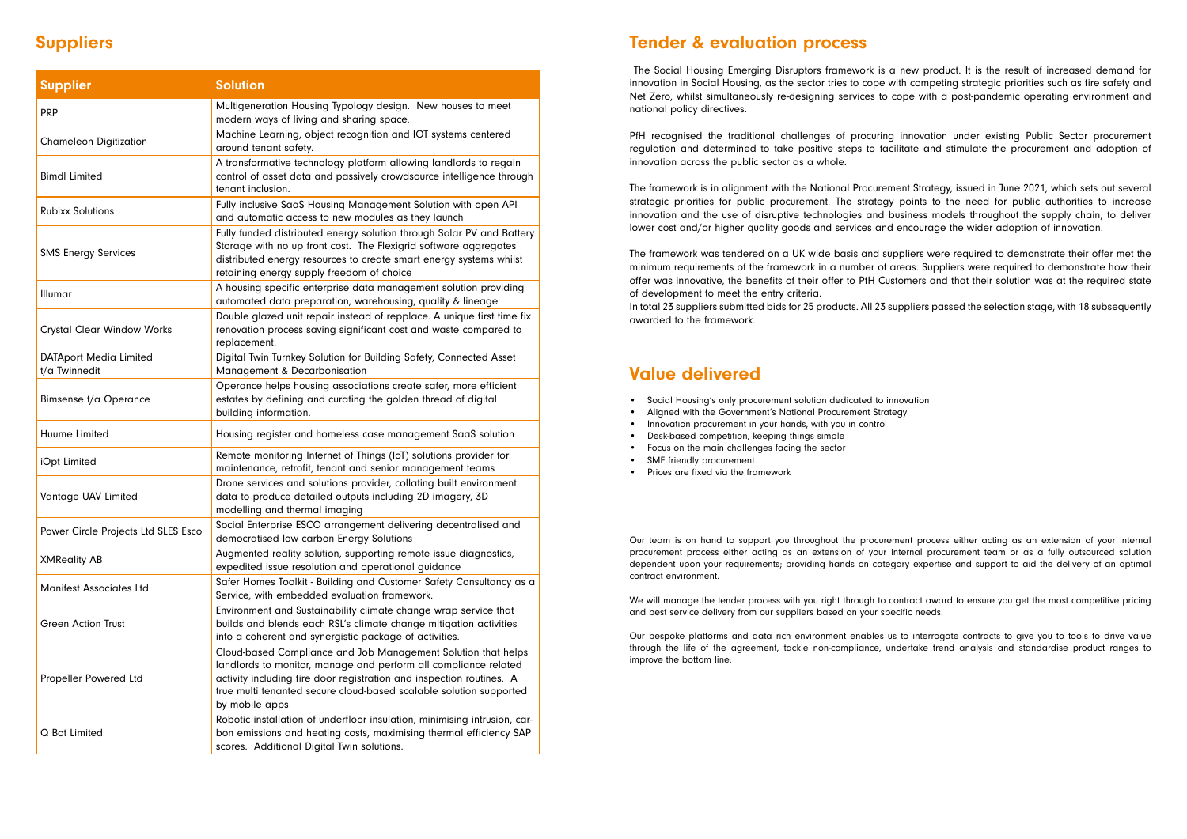## Suppliers

| Supplier | Solution |
|---|---|
| PRP | Multigeneration Housing Typology design. New houses to meet modern ways of living and sharing space. |
| Chameleon Digitization | Machine Learning, object recognition and IOT systems centered around tenant safety. |
| Bimdl Limited | A transformative technology platform allowing landlords to regain control of asset data and passively crowdsource intelligence through tenant inclusion. |
| Rubixx Solutions | Fully inclusive SaaS Housing Management Solution with open API and automatic access to new modules as they launch |
| SMS Energy Services | Fully funded distributed energy solution through Solar PV and Battery Storage with no up front cost. The Flexigrid software aggregates distributed energy resources to create smart energy systems whilst retaining energy supply freedom of choice |
| Illumar | A housing specific enterprise data management solution providing automated data preparation, warehousing, quality & lineage |
| Crystal Clear Window Works | Double glazed unit repair instead of repplace. A unique first time fix renovation process saving significant cost and waste compared to replacement. |
| DATAport Media Limited t/a Twinnedit | Digital Twin Turnkey Solution for Building Safety, Connected Asset Management & Decarbonisation |
| Bimsense t/a Operance | Operance helps housing associations create safer, more efficient estates by defining and curating the golden thread of digital building information. |
| Huume Limited | Housing register and homeless case management SaaS solution |
| iOpt Limited | Remote monitoring Internet of Things (IoT) solutions provider for maintenance, retrofit, tenant and senior management teams |
| Vantage UAV Limited | Drone services and solutions provider, collating built environment data to produce detailed outputs including 2D imagery, 3D modelling and thermal imaging |
| Power Circle Projects Ltd SLES Esco | Social Enterprise ESCO arrangement delivering decentralised and democratised low carbon Energy Solutions |
| XMReality AB | Augmented reality solution, supporting remote issue diagnostics, expedited issue resolution and operational guidance |
| Manifest Associates Ltd | Safer Homes Toolkit - Building and Customer Safety Consultancy as a Service, with embedded evaluation framework. |
| Green Action Trust | Environment and Sustainability climate change wrap service that builds and blends each RSL's climate change mitigation activities into a coherent and synergistic package of activities. |
| Propeller Powered Ltd | Cloud-based Compliance and Job Management Solution that helps landlords to monitor, manage and perform all compliance related activity including fire door registration and inspection routines. A true multi tenanted secure cloud-based scalable solution supported by mobile apps |
| Q Bot Limited | Robotic installation of underfloor insulation, minimising intrusion, carbon emissions and heating costs, maximising thermal efficiency SAP scores. Additional Digital Twin solutions. |

## Tender & evaluation process

The Social Housing Emerging Disruptors framework is a new product. It is the result of increased demand for innovation in Social Housing, as the sector tries to cope with competing strategic priorities such as fire safety and Net Zero, whilst simultaneously re-designing services to cope with a post-pandemic operating environment and national policy directives.

PfH recognised the traditional challenges of procuring innovation under existing Public Sector procurement regulation and determined to take positive steps to facilitate and stimulate the procurement and adoption of innovation across the public sector as a whole.

The framework is in alignment with the National Procurement Strategy, issued in June 2021, which sets out several strategic priorities for public procurement. The strategy points to the need for public authorities to increase innovation and the use of disruptive technologies and business models throughout the supply chain, to deliver lower cost and/or higher quality goods and services and encourage the wider adoption of innovation.

The framework was tendered on a UK wide basis and suppliers were required to demonstrate their offer met the minimum requirements of the framework in a number of areas. Suppliers were required to demonstrate how their offer was innovative, the benefits of their offer to PfH Customers and that their solution was at the required state of development to meet the entry criteria.

In total 23 suppliers submitted bids for 25 products. All 23 suppliers passed the selection stage, with 18 subsequently awarded to the framework.

## Value delivered

- Social Housing's only procurement solution dedicated to innovation
- Aligned with the Government's National Procurement Strategy
- Innovation procurement in your hands, with you in control
- Desk-based competition, keeping things simple
- Focus on the main challenges facing the sector
- SME friendly procurement
- Prices are fixed via the framework

Our team is on hand to support you throughout the procurement process either acting as an extension of your internal procurement process either acting as an extension of your internal procurement team or as a fully outsourced solution dependent upon your requirements; providing hands on category expertise and support to aid the delivery of an optimal contract environment.

We will manage the tender process with you right through to contract award to ensure you get the most competitive pricing and best service delivery from our suppliers based on your specific needs.

Our bespoke platforms and data rich environment enables us to interrogate contracts to give you to tools to drive value through the life of the agreement, tackle non-compliance, undertake trend analysis and standardise product ranges to improve the bottom line.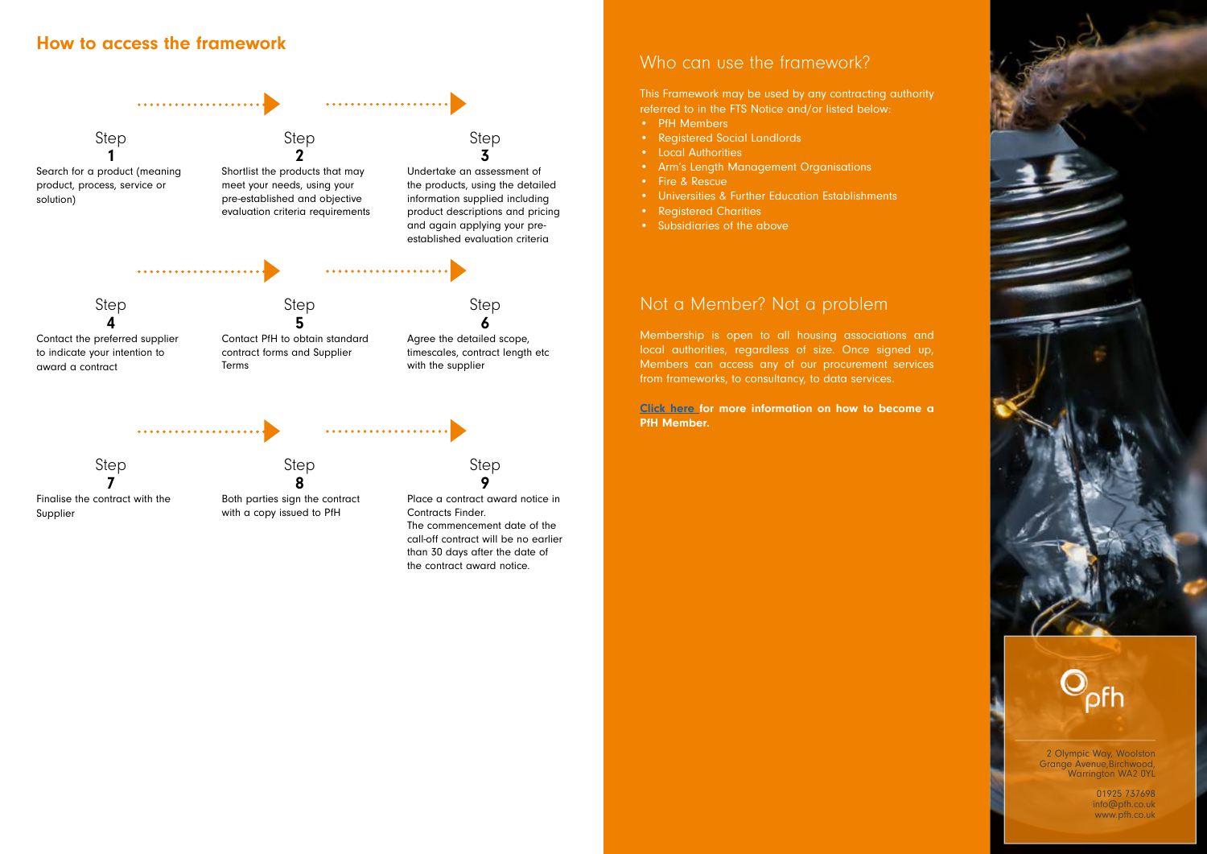## How to access the framework

**Step 1**
Search for a product (meaning product, process, service or solution)

**Step 2**
Shortlist the products that may meet your needs, using your pre-established and objective evaluation criteria requirements

**Step 3**
Undertake an assessment of the products, using the detailed information supplied including product descriptions and pricing and again applying your pre-established evaluation criteria

**Step 4**
Contact the preferred supplier to indicate your intention to award a contract

**Step 5**
Contact PfH to obtain standard contract forms and Supplier Terms

**Step 6**
Agree the detailed scope, timescales, contract length etc with the supplier

**Step 7**
Finalise the contract with the Supplier

**Step 8**
Both parties sign the contract with a copy issued to PfH

**Step 9**
Place a contract award notice in Contracts Finder.
The commencement date of the call-off contract will be no earlier than 30 days after the date of the contract award notice.

## Who can use the framework?

This Framework may be used by any contracting authority referred to in the FTS Notice and/or listed below:

- PfH Members
- Registered Social Landlords
- Local Authorities
- Arm's Length Management Organisations
- Fire & Rescue
- Universities & Further Education Establishments
- Registered Charities
- Subsidiaries of the above

## Not a Member? Not a problem

Membership is open to all housing associations and local authorities, regardless of size. Once signed up, Members can access any of our procurement services from frameworks, to consultancy, to data services.

**Click here for more information on how to become a PfH Member.**

pfh

2 Olympic Way, Woolston Grange Avenue,Birchwood, Warrington WA2 0YL

01925 737698
info@pfh.co.uk
www.pfh.co.uk